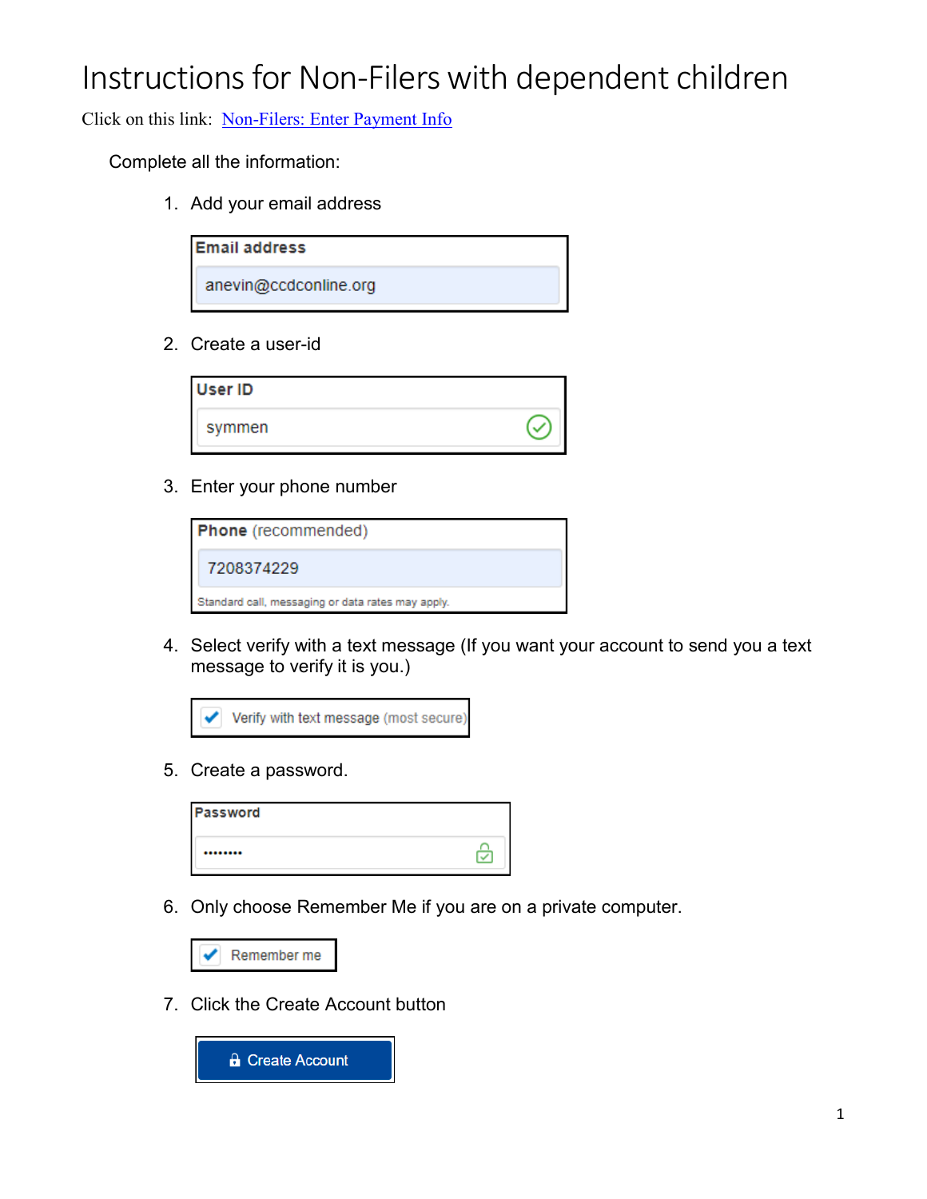# Instructions for Non-Filers with dependent children

Click on this link: [Non-Filers: Enter Payment Info]()

Complete all the information:

1. Add your email address

   **Email address**

   anevin@ccdconline.org

2. Create a user-id

   **User ID**

   symmen

3. Enter your phone number

   **Phone** (recommended)

   7208374229

   Standard call, messaging or data rates may apply.

4. Select verify with a text message (If you want your account to send you a text message to verify it is you.)

   ✔ Verify with text message (most secure)

5. Create a password.

   **Password**

   ••••••••

6. Only choose Remember Me if you are on a private computer.

   ✔ Remember me

7. Click the Create Account button

   Create Account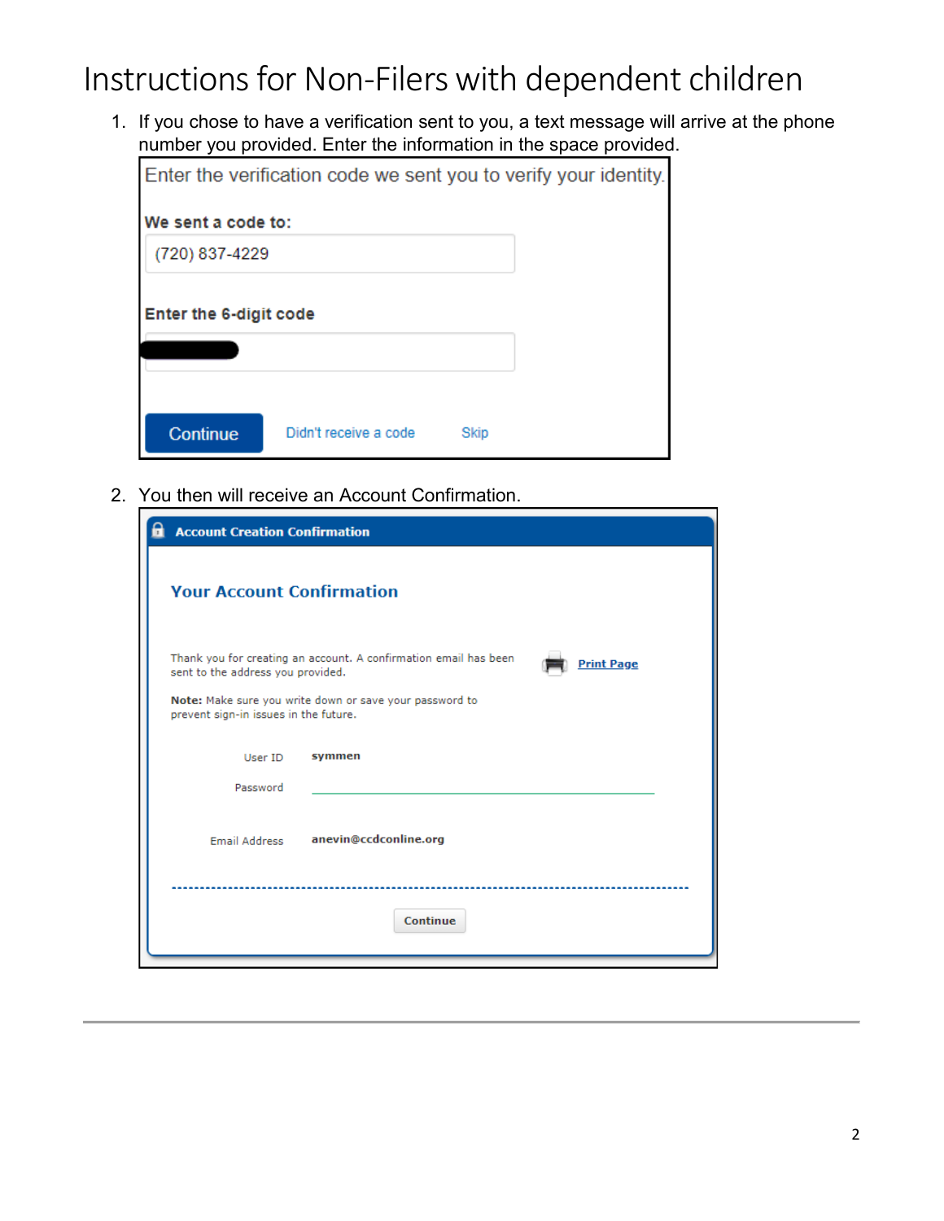# Instructions for Non-Filers with dependent children

1. If you chose to have a verification sent to you, a text message will arrive at the phone number you provided. Enter the information in the space provided.

   Enter the verification code we sent you to verify your identity.

   **We sent a code to:**

   (720) 837-4229

   **Enter the 6-digit code**

   Continue    Didn't receive a code    Skip

2. You then will receive an Account Confirmation.

   **Account Creation Confirmation**

   **Your Account Confirmation**

   Thank you for creating an account. A confirmation email has been sent to the address you provided.

   Print Page

   **Note:** Make sure you write down or save your password to prevent sign-in issues in the future.

   User ID **symmen**

   Password

   Email Address **anevin@ccdconline.org**

   Continue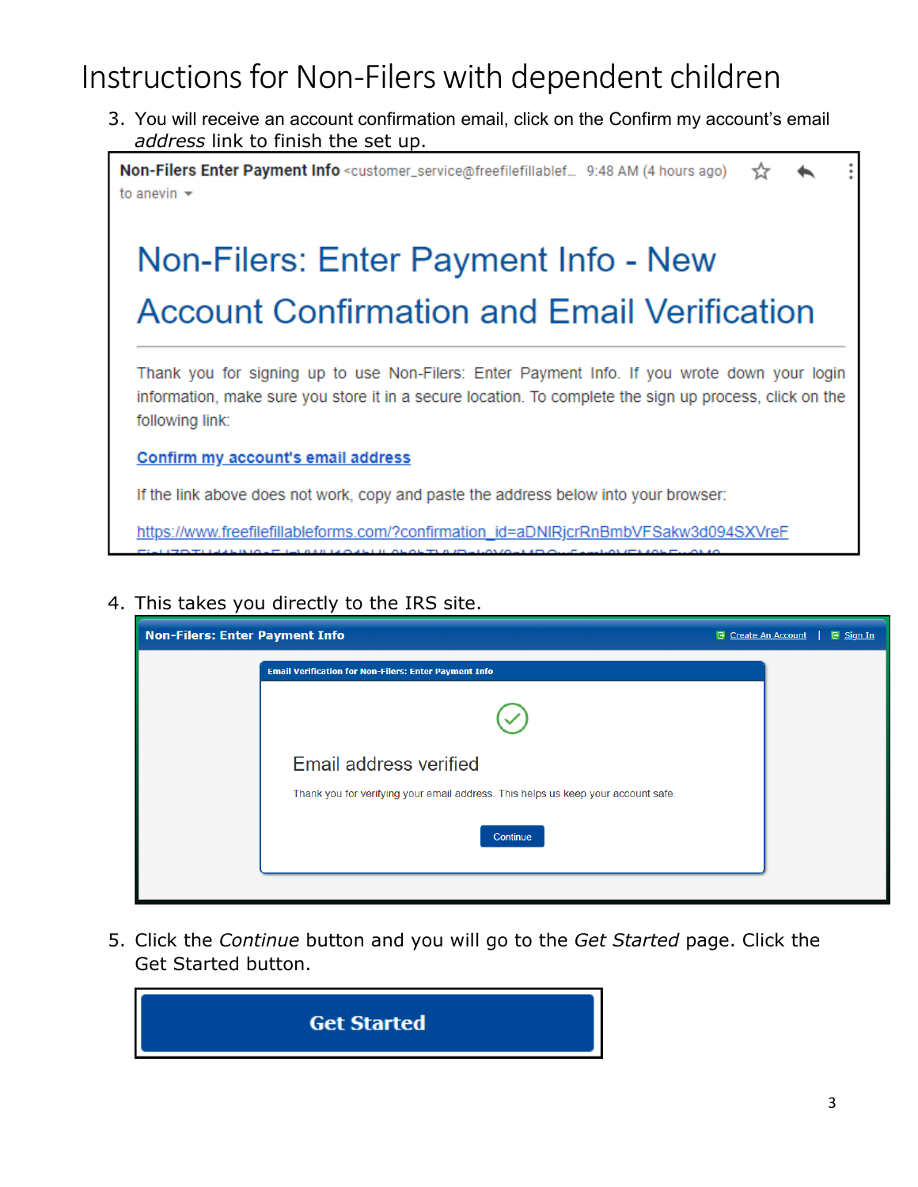# Instructions for Non-Filers with dependent children

3. You will receive an account confirmation email, click on the Confirm my account's email *address* link to finish the set up.

Non-Filers Enter Payment Info <customer_service@freefilefillablef... 9:48 AM (4 hours ago)
to anevin

## Non-Filers: Enter Payment Info - New Account Confirmation and Email Verification

Thank you for signing up to use Non-Filers: Enter Payment Info. If you wrote down your login information, make sure you store it in a secure location. To complete the sign up process, click on the following link:

Confirm my account's email address

If the link above does not work, copy and paste the address below into your browser:

https://www.freefilefillableforms.com/?confirmation_id=aDNIRjcrRnBmbVFSakw3d094SXVreF

4. This takes you directly to the IRS site.

**Non-Filers: Enter Payment Info** Create An Account | Sign In

Email Verification for Non-Filers: Enter Payment Info

Email address verified

Thank you for verifying your email address. This helps us keep your account safe

Continue

5. Click the *Continue* button and you will go to the *Get Started* page. Click the Get Started button.

**Get Started**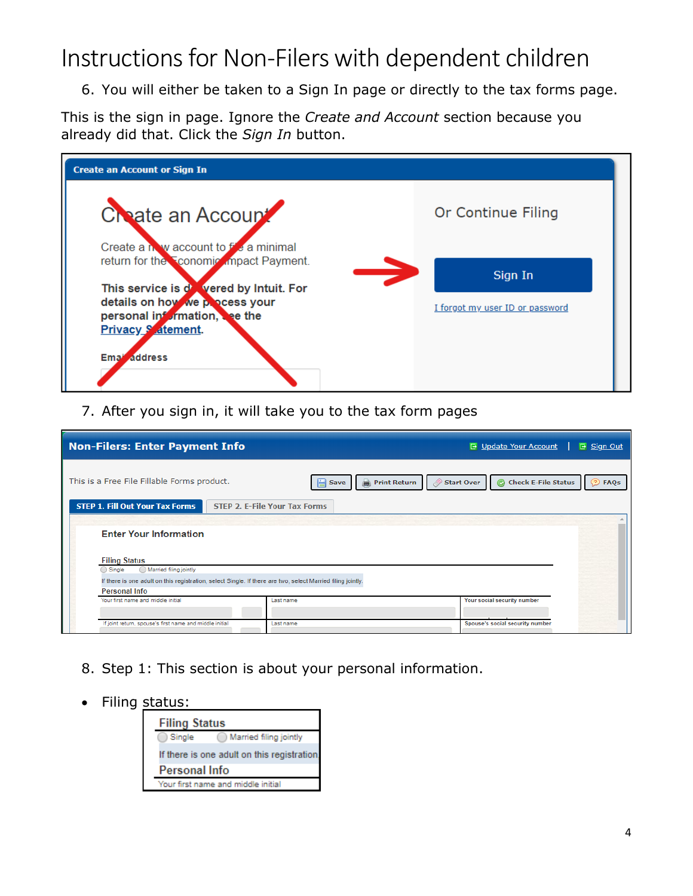# Instructions for Non-Filers with dependent children

6. You will either be taken to a Sign In page or directly to the tax forms page.

This is the sign in page. Ignore the *Create and Account* section because you already did that. Click the *Sign In* button.

7. After you sign in, it will take you to the tax form pages

8. Step 1: This section is about your personal information.

- Filing status: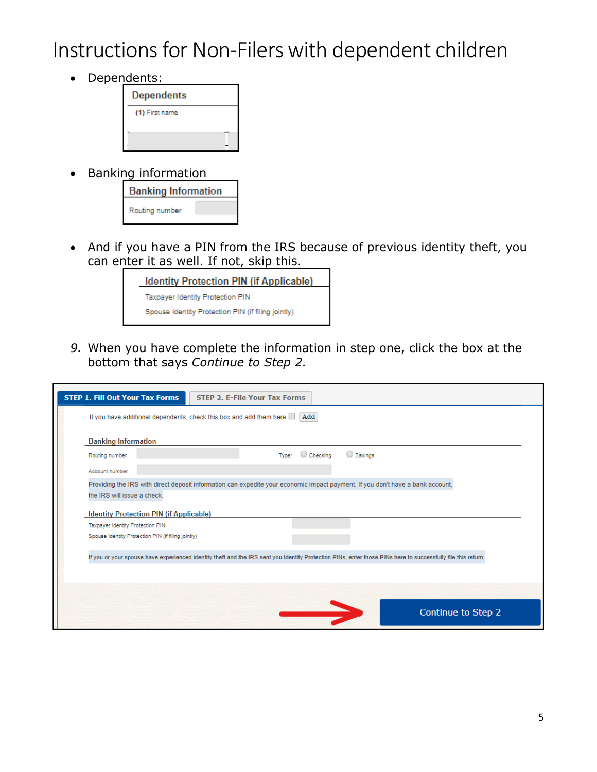# Instructions for Non-Filers with dependent children

- Dependents:

  Dependents

  (1) First name

- Banking information

  Banking Information

  Routing number

- And if you have a PIN from the IRS because of previous identity theft, you can enter it as well. If not, skip this.

  Identity Protection PIN (if Applicable)

  Taxpayer Identity Protection PIN

  Spouse Identity Protection PIN (if filing jointly)

9. When you have complete the information in step one, click the box at the bottom that says *Continue to Step 2.*

STEP 1. Fill Out Your Tax Forms | STEP 2. E-File Your Tax Forms

If you have additional dependents, check this box and add them here  Add

Banking Information

Routing number  Type: Checking  Savings

Account number

Providing the IRS with direct deposit information can expedite your economic impact payment. If you don't have a bank account, the IRS will issue a check.

Identity Protection PIN (if Applicable)

Taxpayer Identity Protection PIN

Spouse Identity Protection PIN (if filing jointly)

If you or your spouse have experienced identity theft and the IRS sent you Identity Protection PINs, enter those PINs here to successfully file this return.

Continue to Step 2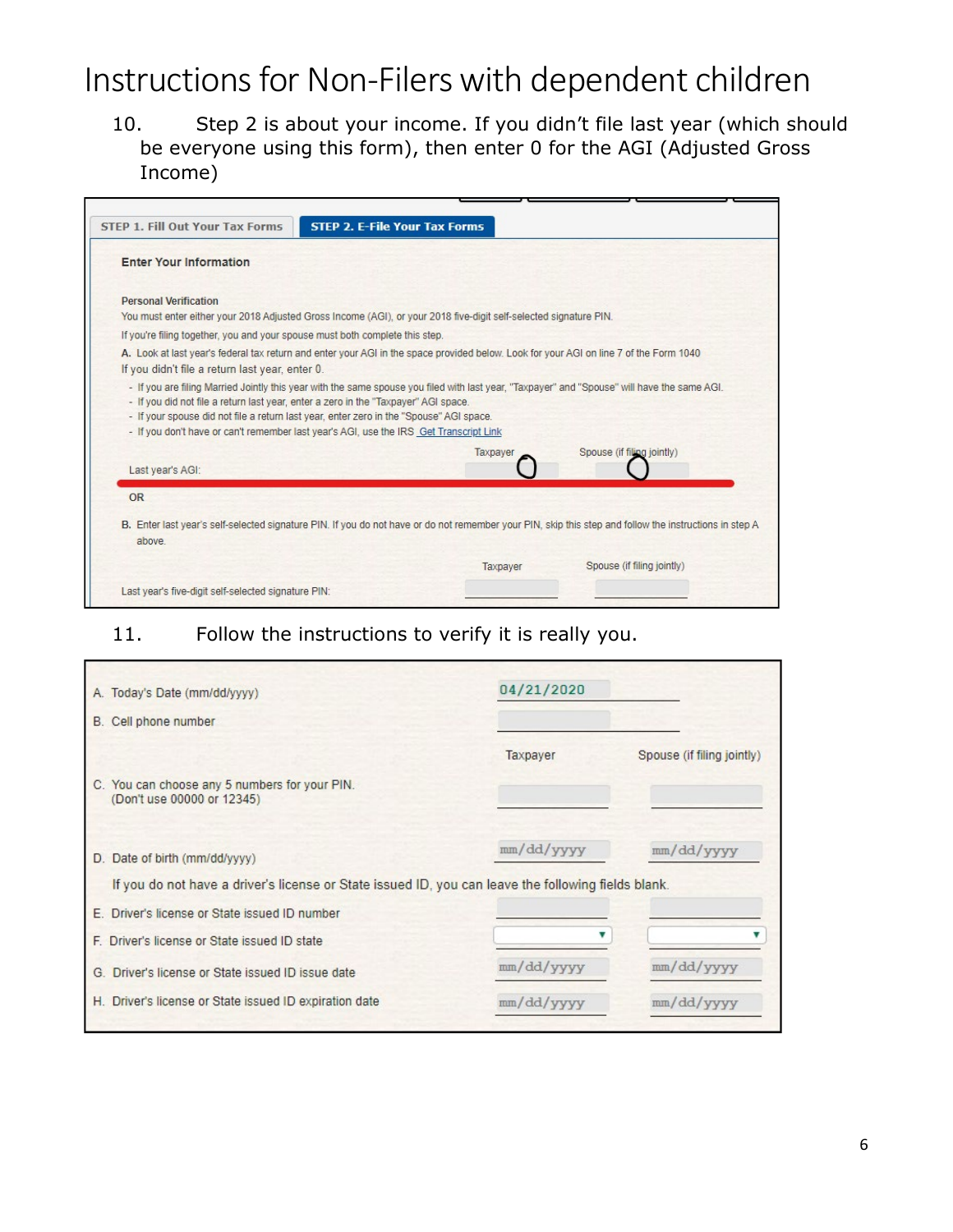# Instructions for Non-Filers with dependent children

10. Step 2 is about your income. If you didn't file last year (which should be everyone using this form), then enter 0 for the AGI (Adjusted Gross Income)

STEP 1. Fill Out Your Tax Forms | STEP 2. E-File Your Tax Forms

**Enter Your Information**

**Personal Verification**

You must enter either your 2018 Adjusted Gross Income (AGI), or your 2018 five-digit self-selected signature PIN.

If you're filing together, you and your spouse must both complete this step.

A. Look at last year's federal tax return and enter your AGI in the space provided below. Look for your AGI on line 7 of the Form 1040

If you didn't file a return last year, enter 0.

- If you are filing Married Jointly this year with the same spouse you filed with last year, "Taxpayer" and "Spouse" will have the same AGI.
- If you did not file a return last year, enter a zero in the "Taxpayer" AGI space.
- If your spouse did not file a return last year, enter zero in the "Spouse" AGI space.
- If you don't have or can't remember last year's AGI, use the IRS Get Transcript Link

| | Taxpayer | Spouse (if filing jointly) |
|---|---|---|
| Last year's AGI: | 0 | 0 |

OR

B. Enter last year's self-selected signature PIN. If you do not have or do not remember your PIN, skip this step and follow the instructions in step A above.

| | Taxpayer | Spouse (if filing jointly) |
|---|---|---|
| Last year's five-digit self-selected signature PIN: | | |

11. Follow the instructions to verify it is really you.

| | Taxpayer | Spouse (if filing jointly) |
|---|---|---|
| A. Today's Date (mm/dd/yyyy) | 04/21/2020 | |
| B. Cell phone number | | |
| C. You can choose any 5 numbers for your PIN. (Don't use 00000 or 12345) | | |
| D. Date of birth (mm/dd/yyyy) | mm/dd/yyyy | mm/dd/yyyy |

If you do not have a driver's license or State issued ID, you can leave the following fields blank.

| | Taxpayer | Spouse (if filing jointly) |
|---|---|---|
| E. Driver's license or State issued ID number | | |
| F. Driver's license or State issued ID state | | |
| G. Driver's license or State issued ID issue date | mm/dd/yyyy | mm/dd/yyyy |
| H. Driver's license or State issued ID expiration date | mm/dd/yyyy | mm/dd/yyyy |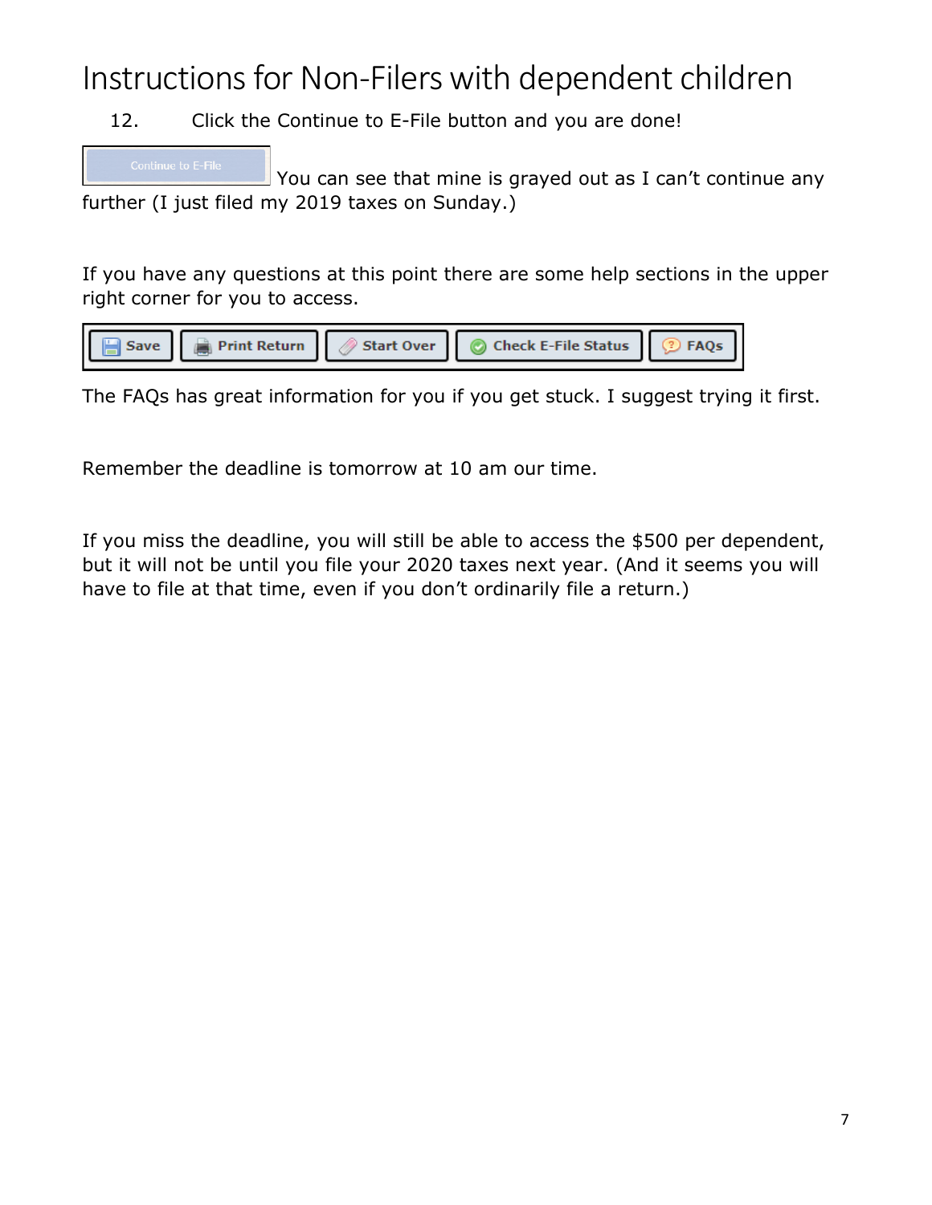# Instructions for Non-Filers with dependent children

12. Click the Continue to E-File button and you are done!

Continue to E-File You can see that mine is grayed out as I can't continue any further (I just filed my 2019 taxes on Sunday.)

If you have any questions at this point there are some help sections in the upper right corner for you to access.

Save | Print Return | Start Over | Check E-File Status | FAQs

The FAQs has great information for you if you get stuck. I suggest trying it first.

Remember the deadline is tomorrow at 10 am our time.

If you miss the deadline, you will still be able to access the $500 per dependent, but it will not be until you file your 2020 taxes next year. (And it seems you will have to file at that time, even if you don't ordinarily file a return.)